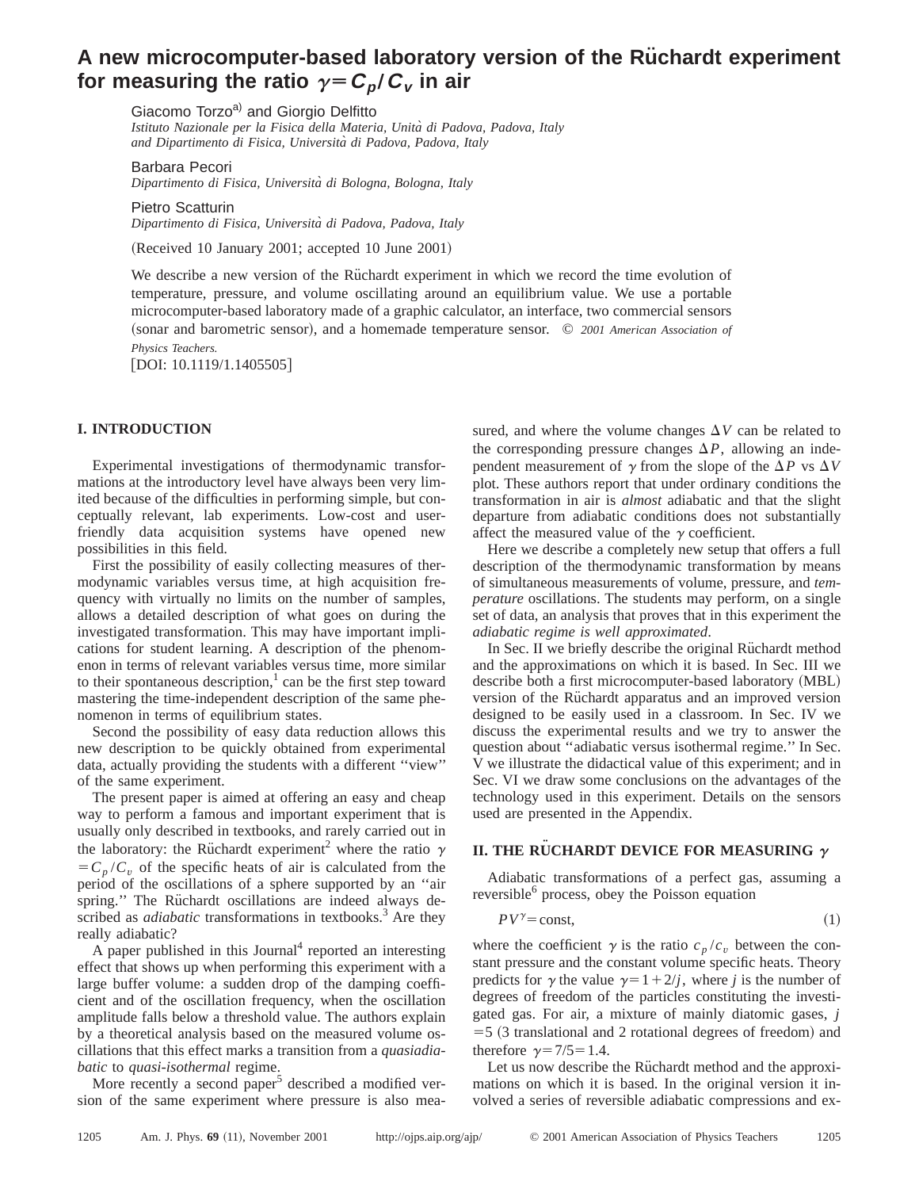# A new microcomputer-based laboratory version of the Rüchardt experiment for measuring the ratio $\gamma = C_p / C_v$ in air

Giacomo Torzo[a)] and Giorgio Delfitto
*Istituto Nazionale per la Fisica della Materia, Unità di Padova, Padova, Italy and Dipartimento di Fisica, Università di Padova, Padova, Italy*

Barbara Pecori
*Dipartimento di Fisica, Università di Bologna, Bologna, Italy*

Pietro Scatturin
*Dipartimento di Fisica, Università di Padova, Padova, Italy*

(Received 10 January 2001; accepted 10 June 2001)

We describe a new version of the Rüchardt experiment in which we record the time evolution of temperature, pressure, and volume oscillating around an equilibrium value. We use a portable microcomputer-based laboratory made of a graphic calculator, an interface, two commercial sensors (sonar and barometric sensor), and a homemade temperature sensor. © *2001 American Association of Physics Teachers.*

[DOI: 10.1119/1.1405505]

## I. INTRODUCTION

Experimental investigations of thermodynamic transformations at the introductory level have always been very limited because of the difficulties in performing simple, but conceptually relevant, lab experiments. Low-cost and user-friendly data acquisition systems have opened new possibilities in this field.

First the possibility of easily collecting measures of thermodynamic variables versus time, at high acquisition frequency with virtually no limits on the number of samples, allows a detailed description of what goes on during the investigated transformation. This may have important implications for student learning. A description of the phenomenon in terms of relevant variables versus time, more similar to their spontaneous description,[1] can be the first step toward mastering the time-independent description of the same phenomenon in terms of equilibrium states.

Second the possibility of easy data reduction allows this new description to be quickly obtained from experimental data, actually providing the students with a different ''view'' of the same experiment.

The present paper is aimed at offering an easy and cheap way to perform a famous and important experiment that is usually only described in textbooks, and rarely carried out in the laboratory: the Rüchardt experiment[2] where the ratio $\gamma = C_p / C_v$ of the specific heats of air is calculated from the period of the oscillations of a sphere supported by an ''air spring.'' The Rüchardt oscillations are indeed always described as *adiabatic* transformations in textbooks.[3] Are they really adiabatic?

A paper published in this Journal[4] reported an interesting effect that shows up when performing this experiment with a large buffer volume: a sudden drop of the damping coefficient and of the oscillation frequency, when the oscillation amplitude falls below a threshold value. The authors explain by a theoretical analysis based on the measured volume oscillations that this effect marks a transition from a *quasiadiabatic* to *quasi-isothermal* regime.

More recently a second paper[5] described a modified version of the same experiment where pressure is also measured, and where the volume changes $\Delta V$ can be related to the corresponding pressure changes $\Delta P$, allowing an independent measurement of $\gamma$ from the slope of the $\Delta P$ vs $\Delta V$ plot. These authors report that under ordinary conditions the transformation in air is *almost* adiabatic and that the slight departure from adiabatic conditions does not substantially affect the measured value of the $\gamma$ coefficient.

Here we describe a completely new setup that offers a full description of the thermodynamic transformation by means of simultaneous measurements of volume, pressure, and *temperature* oscillations. The students may perform, on a single set of data, an analysis that proves that in this experiment the *adiabatic regime is well approximated*.

In Sec. II we briefly describe the original Rüchardt method and the approximations on which it is based. In Sec. III we describe both a first microcomputer-based laboratory (MBL) version of the Rüchardt apparatus and an improved version designed to be easily used in a classroom. In Sec. IV we discuss the experimental results and we try to answer the question about ''adiabatic versus isothermal regime.'' In Sec. V we illustrate the didactical value of this experiment; and in Sec. VI we draw some conclusions on the advantages of the technology used in this experiment. Details on the sensors used are presented in the Appendix.

## II. THE RÜCHARDT DEVICE FOR MEASURING $\gamma$

Adiabatic transformations of a perfect gas, assuming a reversible[6] process, obey the Poisson equation

$$PV^{\gamma} = \text{const}, \tag{1}$$

where the coefficient $\gamma$ is the ratio $c_p / c_v$ between the constant pressure and the constant volume specific heats. Theory predicts for $\gamma$ the value $\gamma = 1 + 2/j$, where $j$ is the number of degrees of freedom of the particles constituting the investigated gas. For air, a mixture of mainly diatomic gases, $j = 5$ (3 translational and 2 rotational degrees of freedom) and therefore $\gamma = 7/5 = 1.4$.

Let us now describe the Rüchardt method and the approximations on which it is based. In the original version it involved a series of reversible adiabatic compressions and ex-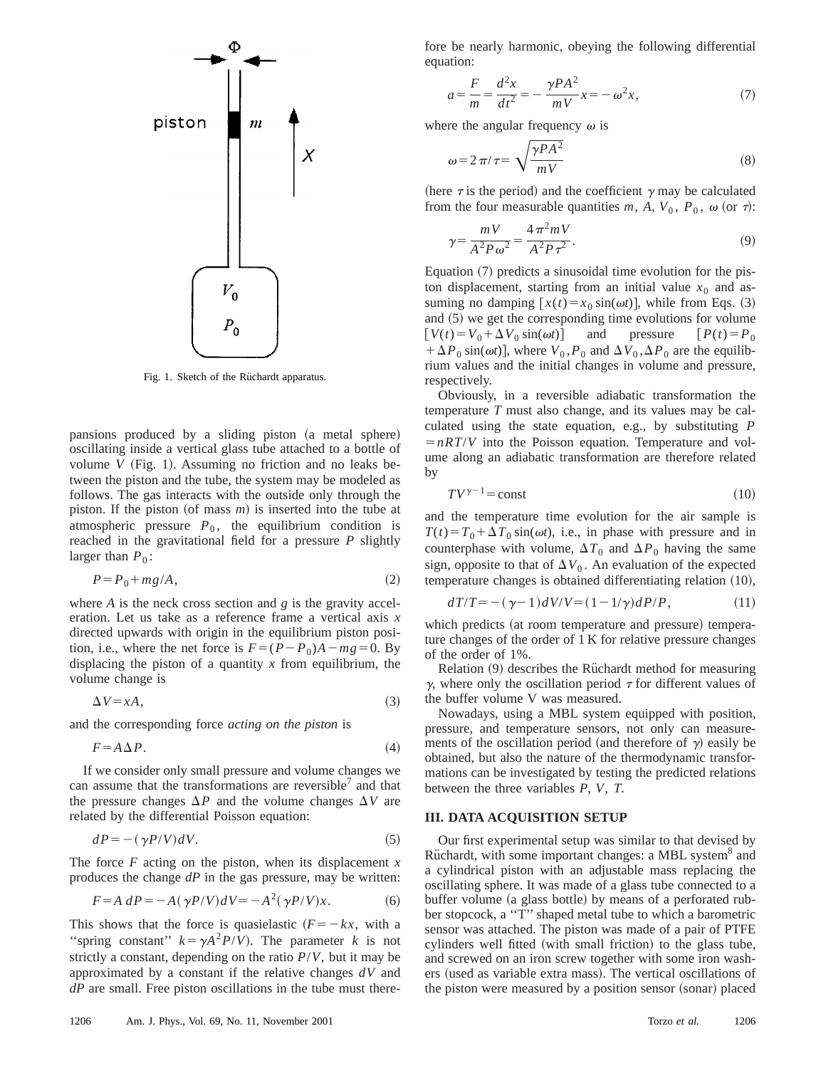Fig. 1. Sketch of the Rüchardt apparatus.

pansions produced by a sliding piston (a metal sphere) oscillating inside a vertical glass tube attached to a bottle of volume $V$ (Fig. 1). Assuming no friction and no leaks between the piston and the tube, the system may be modeled as follows. The gas interacts with the outside only through the piston. If the piston (of mass $m$) is inserted into the tube at atmospheric pressure $P_0$, the equilibrium condition is reached in the gravitational field for a pressure $P$ slightly larger than $P_0$:

$$P = P_0 + mg/A, \tag{2}$$

where $A$ is the neck cross section and $g$ is the gravity acceleration. Let us take as a reference frame a vertical axis $x$ directed upwards with origin in the equilibrium piston position, i.e., where the net force is $F = (P - P_0)A - mg = 0$. By displacing the piston of a quantity $x$ from equilibrium, the volume change is

$$\Delta V = xA, \tag{3}$$

and the corresponding force *acting on the piston* is

$$F = A\Delta P. \tag{4}$$

If we consider only small pressure and volume changes we can assume that the transformations are reversible[7] and that the pressure changes $\Delta P$ and the volume changes $\Delta V$ are related by the differential Poisson equation:

$$dP = -(\gamma P/V)dV. \tag{5}$$

The force $F$ acting on the piston, when its displacement $x$ produces the change $dP$ in the gas pressure, may be written:

$$F = A\,dP = -A(\gamma P/V)dV = -A^2(\gamma P/V)x. \tag{6}$$

This shows that the force is quasielastic ($F = -kx$, with a "spring constant" $k = \gamma A^2 P/V$). The parameter $k$ is not strictly a constant, depending on the ratio $P/V$, but it may be approximated by a constant if the relative changes $dV$ and $dP$ are small. Free piston oscillations in the tube must therefore be nearly harmonic, obeying the following differential equation:

$$a = \frac{F}{m} = \frac{d^2x}{dt^2} = -\frac{\gamma P A^2}{mV}x = -\omega^2 x, \tag{7}$$

where the angular frequency $\omega$ is

$$\omega = 2\pi/\tau = \sqrt{\frac{\gamma P A^2}{mV}} \tag{8}$$

(here $\tau$ is the period) and the coefficient $\gamma$ may be calculated from the four measurable quantities $m$, $A$, $V_0$, $P_0$, $\omega$ (or $\tau$):

$$\gamma = \frac{mV}{A^2 P \omega^2} = \frac{4\pi^2 mV}{A^2 P \tau^2}. \tag{9}$$

Equation (7) predicts a sinusoidal time evolution for the piston displacement, starting from an initial value $x_0$ and assuming no damping [$x(t) = x_0 \sin(\omega t)$], while from Eqs. (3) and (5) we get the corresponding time evolutions for volume [$V(t) = V_0 + \Delta V_0 \sin(\omega t)$] and pressure [$P(t) = P_0 + \Delta P_0 \sin(\omega t)$], where $V_0, P_0$ and $\Delta V_0, \Delta P_0$ are the equilibrium values and the initial changes in volume and pressure, respectively.

Obviously, in a reversible adiabatic transformation the temperature $T$ must also change, and its values may be calculated using the state equation, e.g., by substituting $P = nRT/V$ into the Poisson equation. Temperature and volume along an adiabatic transformation are therefore related by

$$TV^{\gamma-1} = \text{const} \tag{10}$$

and the temperature time evolution for the air sample is $T(t) = T_0 + \Delta T_0 \sin(\omega t)$, i.e., in phase with pressure and in counterphase with volume, $\Delta T_0$ and $\Delta P_0$ having the same sign, opposite to that of $\Delta V_0$. An evaluation of the expected temperature changes is obtained differentiating relation (10),

$$dT/T = -(\gamma - 1)dV/V = (1 - 1/\gamma)dP/P, \tag{11}$$

which predicts (at room temperature and pressure) temperature changes of the order of 1 K for relative pressure changes of the order of 1%.

Relation (9) describes the Rüchardt method for measuring $\gamma$, where only the oscillation period $\tau$ for different values of the buffer volume V was measured.

Nowadays, using a MBL system equipped with position, pressure, and temperature sensors, not only can measurements of the oscillation period (and therefore of $\gamma$) easily be obtained, but also the nature of the thermodynamic transformations can be investigated by testing the predicted relations between the three variables $P$, $V$, $T$.

## III. DATA ACQUISITION SETUP

Our first experimental setup was similar to that devised by Rüchardt, with some important changes: a MBL system[8] and a cylindrical piston with an adjustable mass replacing the oscillating sphere. It was made of a glass tube connected to a buffer volume (a glass bottle) by means of a perforated rubber stopcock, a "T" shaped metal tube to which a barometric sensor was attached. The piston was made of a pair of PTFE cylinders well fitted (with small friction) to the glass tube, and screwed on an iron screw together with some iron washers (used as variable extra mass). The vertical oscillations of the piston were measured by a position sensor (sonar) placed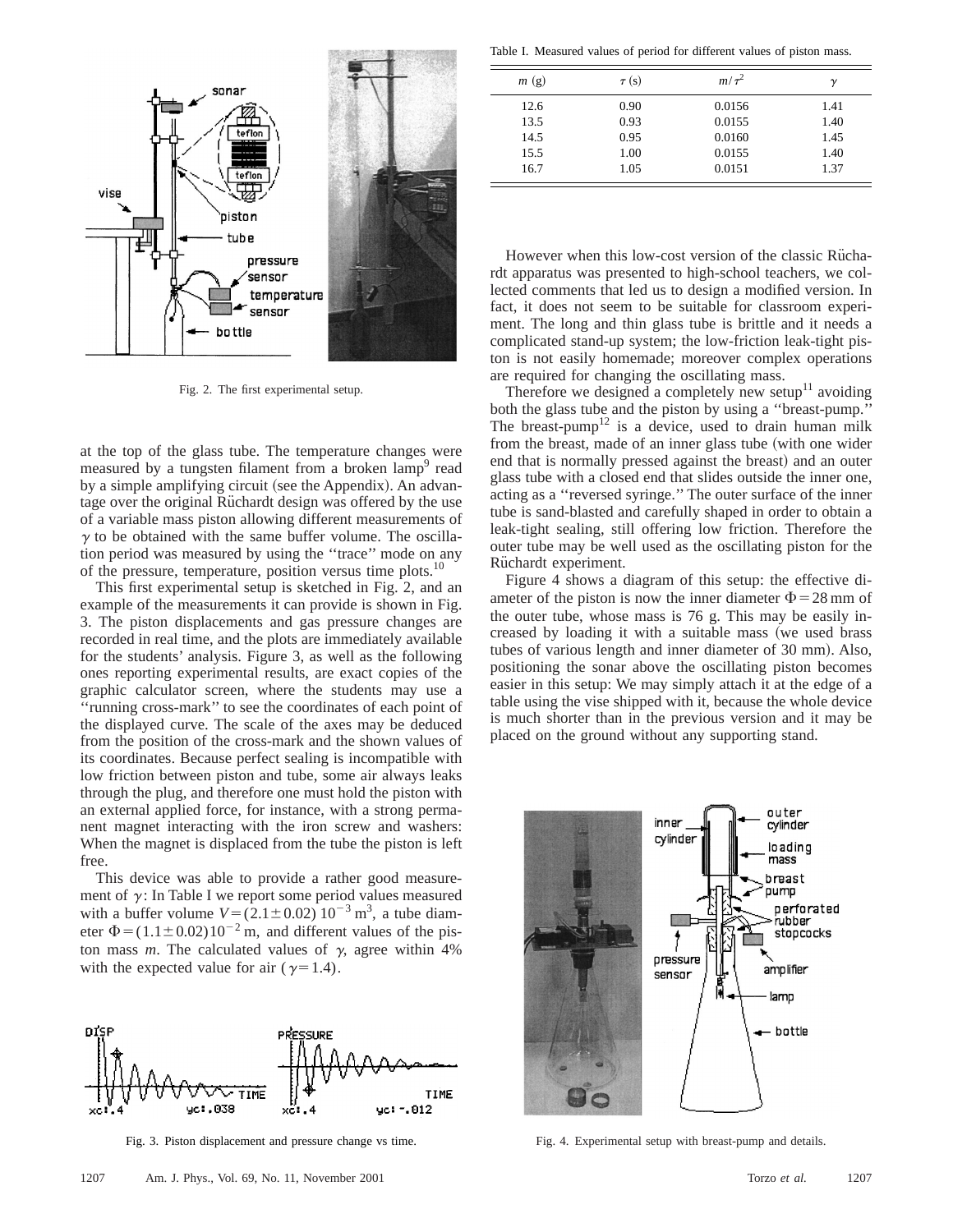Fig. 2. The first experimental setup.

at the top of the glass tube. The temperature changes were measured by a tungsten filament from a broken lamp[9] read by a simple amplifying circuit (see the Appendix). An advantage over the original Rüchardt design was offered by the use of a variable mass piston allowing different measurements of $\gamma$ to be obtained with the same buffer volume. The oscillation period was measured by using the "trace" mode on any of the pressure, temperature, position versus time plots.[10]

This first experimental setup is sketched in Fig. 2, and an example of the measurements it can provide is shown in Fig. 3. The piston displacements and gas pressure changes are recorded in real time, and the plots are immediately available for the students' analysis. Figure 3, as well as the following ones reporting experimental results, are exact copies of the graphic calculator screen, where the students may use a "running cross-mark" to see the coordinates of each point of the displayed curve. The scale of the axes may be deduced from the position of the cross-mark and the shown values of its coordinates. Because perfect sealing is incompatible with low friction between piston and tube, some air always leaks through the plug, and therefore one must hold the piston with an external applied force, for instance, with a strong permanent magnet interacting with the iron screw and washers: When the magnet is displaced from the tube the piston is left free.

This device was able to provide a rather good measurement of $\gamma$: In Table I we report some period values measured with a buffer volume $V=(2.1\pm0.02)\,10^{-3}\,\mathrm{m}^3$, a tube diameter $\Phi=(1.1\pm0.02)10^{-2}\,\mathrm{m}$, and different values of the piston mass $m$. The calculated values of $\gamma$, agree within 4% with the expected value for air ($\gamma=1.4$).

Fig. 3. Piston displacement and pressure change vs time.

Table I. Measured values of period for different values of piston mass.

| $m$ (g) | $\tau$ (s) | $m/\tau^2$ | $\gamma$ |
|---|---|---|---|
| 12.6 | 0.90 | 0.0156 | 1.41 |
| 13.5 | 0.93 | 0.0155 | 1.40 |
| 14.5 | 0.95 | 0.0160 | 1.45 |
| 15.5 | 1.00 | 0.0155 | 1.40 |
| 16.7 | 1.05 | 0.0151 | 1.37 |

However when this low-cost version of the classic Rüchardt apparatus was presented to high-school teachers, we collected comments that led us to design a modified version. In fact, it does not seem to be suitable for classroom experiment. The long and thin glass tube is brittle and it needs a complicated stand-up system; the low-friction leak-tight piston is not easily homemade; moreover complex operations are required for changing the oscillating mass.

Therefore we designed a completely new setup[11] avoiding both the glass tube and the piston by using a "breast-pump." The breast-pump[12] is a device, used to drain human milk from the breast, made of an inner glass tube (with one wider end that is normally pressed against the breast) and an outer glass tube with a closed end that slides outside the inner one, acting as a "reversed syringe." The outer surface of the inner tube is sand-blasted and carefully shaped in order to obtain a leak-tight sealing, still offering low friction. Therefore the outer tube may be well used as the oscillating piston for the Rüchardt experiment.

Figure 4 shows a diagram of this setup: the effective diameter of the piston is now the inner diameter $\Phi=28$ mm of the outer tube, whose mass is 76 g. This may be easily increased by loading it with a suitable mass (we used brass tubes of various length and inner diameter of 30 mm). Also, positioning the sonar above the oscillating piston becomes easier in this setup: We may simply attach it at the edge of a table using the vise shipped with it, because the whole device is much shorter than in the previous version and it may be placed on the ground without any supporting stand.

Fig. 4. Experimental setup with breast-pump and details.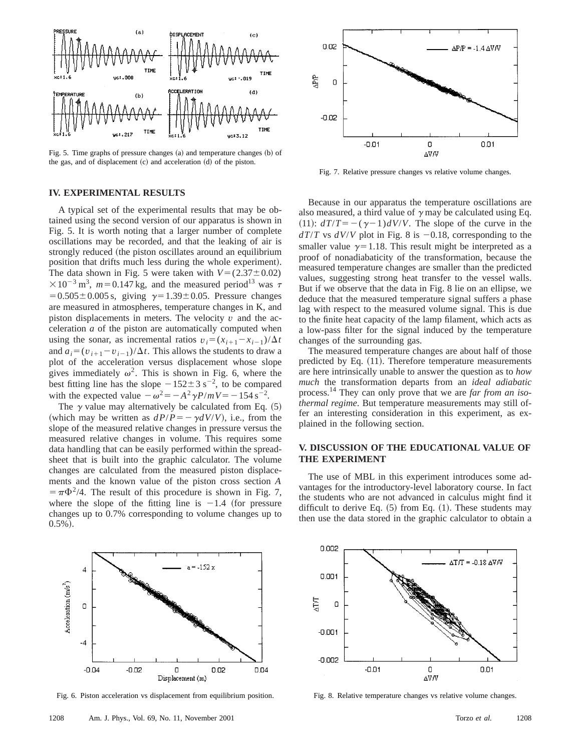Fig. 5. Time graphs of pressure changes (a) and temperature changes (b) of the gas, and of displacement (c) and acceleration (d) of the piston.

Fig. 7. Relative pressure changes vs relative volume changes.

## IV. EXPERIMENTAL RESULTS

A typical set of the experimental results that may be obtained using the second version of our apparatus is shown in Fig. 5. It is worth noting that a larger number of complete oscillations may be recorded, and that the leaking of air is strongly reduced (the piston oscillates around an equilibrium position that drifts much less during the whole experiment). The data shown in Fig. 5 were taken with $V=(2.37\pm0.02)\times10^{-3}\,\mathrm{m}^3$, $m=0.147\,\mathrm{kg}$, and the measured period[13] was $\tau=0.505\pm0.005\,\mathrm{s}$, giving $\gamma=1.39\pm0.05$. Pressure changes are measured in atmospheres, temperature changes in K, and piston displacements in meters. The velocity $v$ and the acceleration $a$ of the piston are automatically computed when using the sonar, as incremental ratios $v_i=(x_{i+1}-x_{i-1})/\Delta t$ and $a_i=(v_{i+1}-v_{i-1})/\Delta t$. This allows the students to draw a plot of the acceleration versus displacement whose slope gives immediately $\omega^2$. This is shown in Fig. 6, where the best fitting line has the slope $-152\pm3\,\mathrm{s}^{-2}$, to be compared with the expected value $-\omega^2=-A^2\gamma P/mV=-154\,\mathrm{s}^{-2}$.

The $\gamma$ value may alternatively be calculated from Eq. (5) (which may be written as $dP/P=-\gamma dV/V$), i.e., from the slope of the measured relative changes in pressure versus the measured relative changes in volume. This requires some data handling that can be easily performed within the spreadsheet that is built into the graphic calculator. The volume changes are calculated from the measured piston displacements and the known value of the piston cross section $A=\pi\Phi^2/4$. The result of this procedure is shown in Fig. 7, where the slope of the fitting line is $-1.4$ (for pressure changes up to 0.7% corresponding to volume changes up to 0.5%).

Because in our apparatus the temperature oscillations are also measured, a third value of $\gamma$ may be calculated using Eq. (11): $dT/T=-(\gamma-1)dV/V$. The slope of the curve in the $dT/T$ vs $dV/V$ plot in Fig. 8 is $-0.18$, corresponding to the smaller value $\gamma=1.18$. This result might be interpreted as a proof of nonadiabaticity of the transformation, because the measured temperature changes are smaller than the predicted values, suggesting strong heat transfer to the vessel walls. But if we observe that the data in Fig. 8 lie on an ellipse, we deduce that the measured temperature signal suffers a phase lag with respect to the measured volume signal. This is due to the finite heat capacity of the lamp filament, which acts as a low-pass filter for the signal induced by the temperature changes of the surrounding gas.

The measured temperature changes are about half of those predicted by Eq. (11). Therefore temperature measurements are here intrinsically unable to answer the question as to *how much* the transformation departs from an *ideal adiabatic* process.[14] They can only prove that we are *far from an isothermal regime*. But temperature measurements may still offer an interesting consideration in this experiment, as explained in the following section.

## V. DISCUSSION OF THE EDUCATIONAL VALUE OF THE EXPERIMENT

The use of MBL in this experiment introduces some advantages for the introductory-level laboratory course. In fact the students who are not advanced in calculus might find it difficult to derive Eq. (5) from Eq. (1). These students may then use the data stored in the graphic calculator to obtain a

Fig. 6. Piston acceleration vs displacement from equilibrium position.

Fig. 8. Relative temperature changes vs relative volume changes.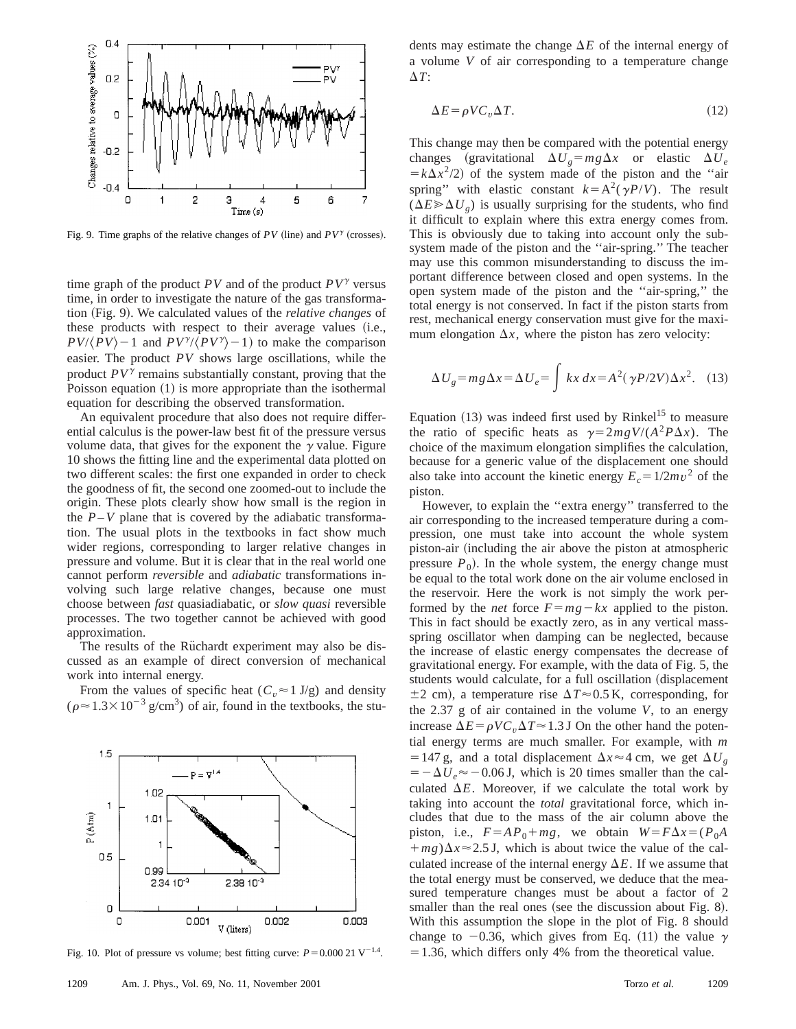Fig. 9. Time graphs of the relative changes of $PV$ (line) and $PV^{\gamma}$ (crosses).

time graph of the product $PV$ and of the product $PV^{\gamma}$ versus time, in order to investigate the nature of the gas transformation (Fig. 9). We calculated values of the *relative changes* of these products with respect to their average values (i.e., $PV/\langle PV\rangle - 1$ and $PV^{\gamma}/\langle PV^{\gamma}\rangle - 1$) to make the comparison easier. The product $PV$ shows large oscillations, while the product $PV^{\gamma}$ remains substantially constant, proving that the Poisson equation (1) is more appropriate than the isothermal equation for describing the observed transformation.

An equivalent procedure that also does not require differential calculus is the power-law best fit of the pressure versus volume data, that gives for the exponent the $\gamma$ value. Figure 10 shows the fitting line and the experimental data plotted on two different scales: the first one expanded in order to check the goodness of fit, the second one zoomed-out to include the origin. These plots clearly show how small is the region in the $P-V$ plane that is covered by the adiabatic transformation. The usual plots in the textbooks in fact show much wider regions, corresponding to larger relative changes in pressure and volume. But it is clear that in the real world one cannot perform *reversible* and *adiabatic* transformations involving such large relative changes, because one must choose between *fast* quasiadiabatic, or *slow quasi* reversible processes. The two together cannot be achieved with good approximation.

The results of the Rüchardt experiment may also be discussed as an example of direct conversion of mechanical work into internal energy.

From the values of specific heat ($C_v \approx 1$ J/g) and density ($\rho \approx 1.3\times 10^{-3}$ g/cm$^3$) of air, found in the textbooks, the students may estimate the change $\Delta E$ of the internal energy of a volume $V$ of air corresponding to a temperature change $\Delta T$:

$$\Delta E = \rho V C_v \Delta T. \tag{12}$$

This change may then be compared with the potential energy changes (gravitational $\Delta U_g = mg\Delta x$ or elastic $\Delta U_e = k\Delta x^2/2$) of the system made of the piston and the "air spring" with elastic constant $k = A^2(\gamma P/V)$. The result ($\Delta E \gg \Delta U_g$) is usually surprising for the students, who find it difficult to explain where this extra energy comes from. This is obviously due to taking into account only the subsystem made of the piston and the "air-spring." The teacher may use this common misunderstanding to discuss the important difference between closed and open systems. In the open system made of the piston and the "air-spring," the total energy is not conserved. In fact if the piston starts from rest, mechanical energy conservation must give for the maximum elongation $\Delta x$, where the piston has zero velocity:

$$\Delta U_g = mg\Delta x = \Delta U_e = \int kx\, dx = A^2(\gamma P/2V)\Delta x^2. \tag{13}$$

Equation (13) was indeed first used by Rinkel[15] to measure the ratio of specific heats as $\gamma = 2mgV/(A^2 P \Delta x)$. The choice of the maximum elongation simplifies the calculation, because for a generic value of the displacement one should also take into account the kinetic energy $E_c = 1/2mv^2$ of the piston.

However, to explain the "extra energy" transferred to the air corresponding to the increased temperature during a compression, one must take into account the whole system piston-air (including the air above the piston at atmospheric pressure $P_0$). In the whole system, the energy change must be equal to the total work done on the air volume enclosed in the reservoir. Here the work is not simply the work performed by the *net* force $F = mg - kx$ applied to the piston. This in fact should be exactly zero, as in any vertical mass-spring oscillator when damping can be neglected, because the increase of elastic energy compensates the decrease of gravitational energy. For example, with the data of Fig. 5, the students would calculate, for a full oscillation (displacement $\pm 2$ cm), a temperature rise $\Delta T \approx 0.5$ K, corresponding, for the 2.37 g of air contained in the volume $V$, to an energy increase $\Delta E = \rho V C_v \Delta T \approx 1.3$ J On the other hand the potential energy terms are much smaller. For example, with $m = 147$ g, and a total displacement $\Delta x \approx 4$ cm, we get $\Delta U_g = -\Delta U_e \approx -0.06$ J, which is 20 times smaller than the calculated $\Delta E$. Moreover, if we calculate the total work by taking into account the *total* gravitational force, which includes that due to the mass of the air column above the piston, i.e., $F = AP_0 + mg$, we obtain $W = F\Delta x = (P_0 A + mg)\Delta x \approx 2.5$ J, which is about twice the value of the calculated increase of the internal energy $\Delta E$. If we assume that the total energy must be conserved, we deduce that the measured temperature changes must be about a factor of 2 smaller than the real ones (see the discussion about Fig. 8). With this assumption the slope in the plot of Fig. 8 should change to $-0.36$, which gives from Eq. (11) the value $\gamma = 1.36$, which differs only 4% from the theoretical value.

Fig. 10. Plot of pressure vs volume; best fitting curve: $P = 0.000\,21\ V^{-1.4}$.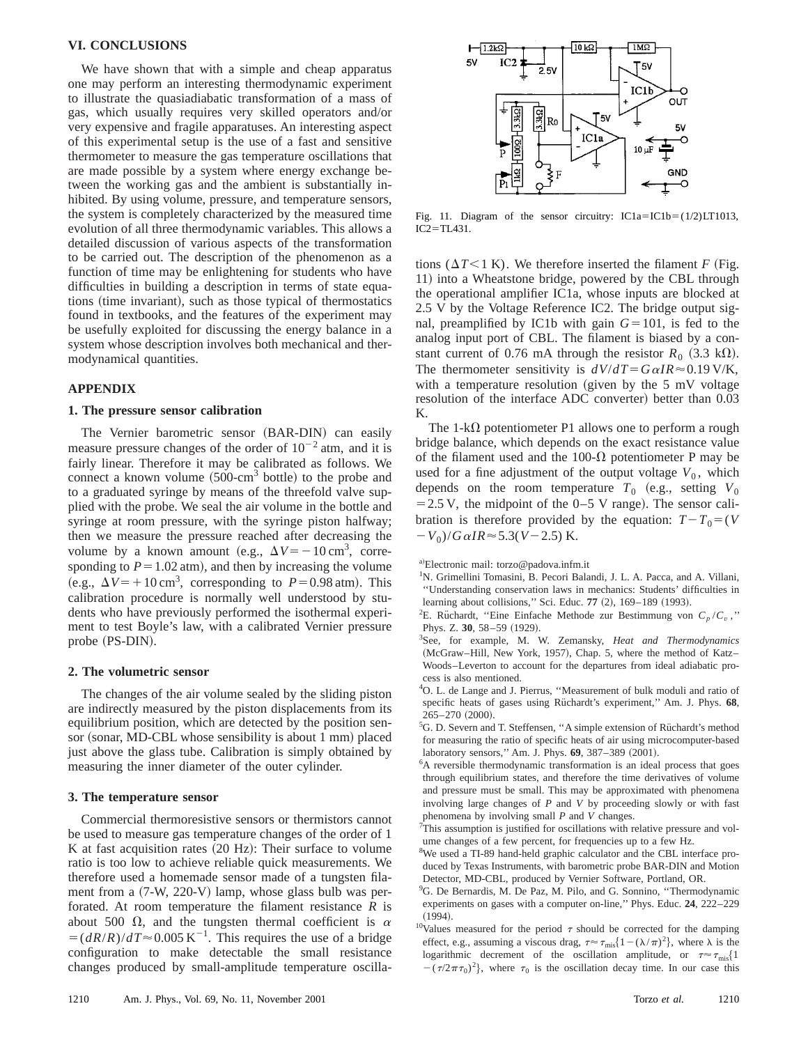## VI. CONCLUSIONS

We have shown that with a simple and cheap apparatus one may perform an interesting thermodynamic experiment to illustrate the quasiadiabatic transformation of a mass of gas, which usually requires very skilled operators and/or very expensive and fragile apparatuses. An interesting aspect of this experimental setup is the use of a fast and sensitive thermometer to measure the gas temperature oscillations that are made possible by a system where energy exchange between the working gas and the ambient is substantially inhibited. By using volume, pressure, and temperature sensors, the system is completely characterized by the measured time evolution of all three thermodynamic variables. This allows a detailed discussion of various aspects of the transformation to be carried out. The description of the phenomenon as a function of time may be enlightening for students who have difficulties in building a description in terms of state equations (time invariant), such as those typical of thermostatics found in textbooks, and the features of the experiment may be usefully exploited for discussing the energy balance in a system whose description involves both mechanical and thermodynamical quantities.

## APPENDIX

### 1. The pressure sensor calibration

The Vernier barometric sensor (BAR-DIN) can easily measure pressure changes of the order of $10^{-2}$ atm, and it is fairly linear. Therefore it may be calibrated as follows. We connect a known volume ($500\text{-cm}^3$ bottle) to the probe and to a graduated syringe by means of the threefold valve supplied with the probe. We seal the air volume in the bottle and syringe at room pressure, with the syringe piston halfway; then we measure the pressure reached after decreasing the volume by a known amount (e.g., $\Delta V = -10\ \text{cm}^3$, corresponding to $P = 1.02$ atm), and then by increasing the volume (e.g., $\Delta V = +10\ \text{cm}^3$, corresponding to $P = 0.98$ atm). This calibration procedure is normally well understood by students who have previously performed the isothermal experiment to test Boyle's law, with a calibrated Vernier pressure probe (PS-DIN).

### 2. The volumetric sensor

The changes of the air volume sealed by the sliding piston are indirectly measured by the piston displacements from its equilibrium position, which are detected by the position sensor (sonar, MD-CBL whose sensibility is about 1 mm) placed just above the glass tube. Calibration is simply obtained by measuring the inner diameter of the outer cylinder.

### 3. The temperature sensor

Commercial thermoresistive sensors or thermistors cannot be used to measure gas temperature changes of the order of 1 K at fast acquisition rates (20 Hz): Their surface to volume ratio is too low to achieve reliable quick measurements. We therefore used a homemade sensor made of a tungsten filament from a (7-W, 220-V) lamp, whose glass bulb was perforated. At room temperature the filament resistance $R$ is about 500 Ω, and the tungsten thermal coefficient is $\alpha = (dR/R)/dT \approx 0.005\ \text{K}^{-1}$. This requires the use of a bridge configuration to make detectable the small resistance changes produced by small-amplitude temperature oscillations ($\Delta T < 1$ K). We therefore inserted the filament $F$ (Fig. 11) into a Wheatstone bridge, powered by the CBL through the operational amplifier IC1a, whose inputs are blocked at 2.5 V by the Voltage Reference IC2. The bridge output signal, preamplified by IC1b with gain $G = 101$, is fed to the analog input port of CBL. The filament is biased by a constant current of 0.76 mA through the resistor $R_0$ (3.3 kΩ). The thermometer sensitivity is $dV/dT = G\alpha IR \approx 0.19$ V/K, with a temperature resolution (given by the 5 mV voltage resolution of the interface ADC converter) better than 0.03 K.

Fig. 11. Diagram of the sensor circuitry: IC1a=IC1b=(1/2)LT1013, IC2=TL431.

The 1-kΩ potentiometer P1 allows one to perform a rough bridge balance, which depends on the exact resistance value of the filament used and the 100-Ω potentiometer P may be used for a fine adjustment of the output voltage $V_0$, which depends on the room temperature $T_0$ (e.g., setting $V_0 = 2.5$ V, the midpoint of the 0–5 V range). The sensor calibration is therefore provided by the equation: $T - T_0 = (V - V_0)/G\alpha IR \approx 5.3(V - 2.5)$ K.

---

[a]Electronic mail: torzo@padova.infm.it

[1]N. Grimellini Tomasini, B. Pecori Balandi, J. L. A. Pacca, and A. Villani, "Understanding conservation laws in mechanics: Students' difficulties in learning about collisions," Sci. Educ. **77** (2), 169–189 (1993).

[2]E. Rüchardt, "Eine Einfache Methode zur Bestimmung von $C_p/C_v$," Phys. Z. **30**, 58–59 (1929).

[3]See, for example, M. W. Zemansky, *Heat and Thermodynamics* (McGraw–Hill, New York, 1957), Chap. 5, where the method of Katz–Woods–Leverton to account for the departures from ideal adiabatic process is also mentioned.

[4]O. L. de Lange and J. Pierrus, "Measurement of bulk moduli and ratio of specific heats of gases using Rüchardt's experiment," Am. J. Phys. **68**, 265–270 (2000).

[5]G. D. Severn and T. Steffensen, "A simple extension of Rüchardt's method for measuring the ratio of specific heats of air using microcomputer-based laboratory sensors," Am. J. Phys. **69**, 387–389 (2001).

[6]A reversible thermodynamic transformation is an ideal process that goes through equilibrium states, and therefore the time derivatives of volume and pressure must be small. This may be approximated with phenomena involving large changes of $P$ and $V$ by proceeding slowly or with fast phenomena by involving small $P$ and $V$ changes.

[7]This assumption is justified for oscillations with relative pressure and volume changes of a few percent, for frequencies up to a few Hz.

[8]We used a TI-89 hand-held graphic calculator and the CBL interface produced by Texas Instruments, with barometric probe BAR-DIN and Motion Detector, MD-CBL, produced by Vernier Software, Portland, OR.

[9]G. De Bernardis, M. De Paz, M. Pilo, and G. Sonnino, "Thermodynamic experiments on gases with a computer on-line," Phys. Educ. **24**, 222–229 (1994).

[10]Values measured for the period $\tau$ should be corrected for the damping effect, e.g., assuming a viscous drag, $\tau \approx \tau_{\text{mis}}\{1 - (\lambda/\pi)^2\}$, where $\lambda$ is the logarithmic decrement of the oscillation amplitude, or $\tau \approx \tau_{\text{mis}}\{1 - (\tau/2\pi\tau_0)^2\}$, where $\tau_0$ is the oscillation decay time. In our case this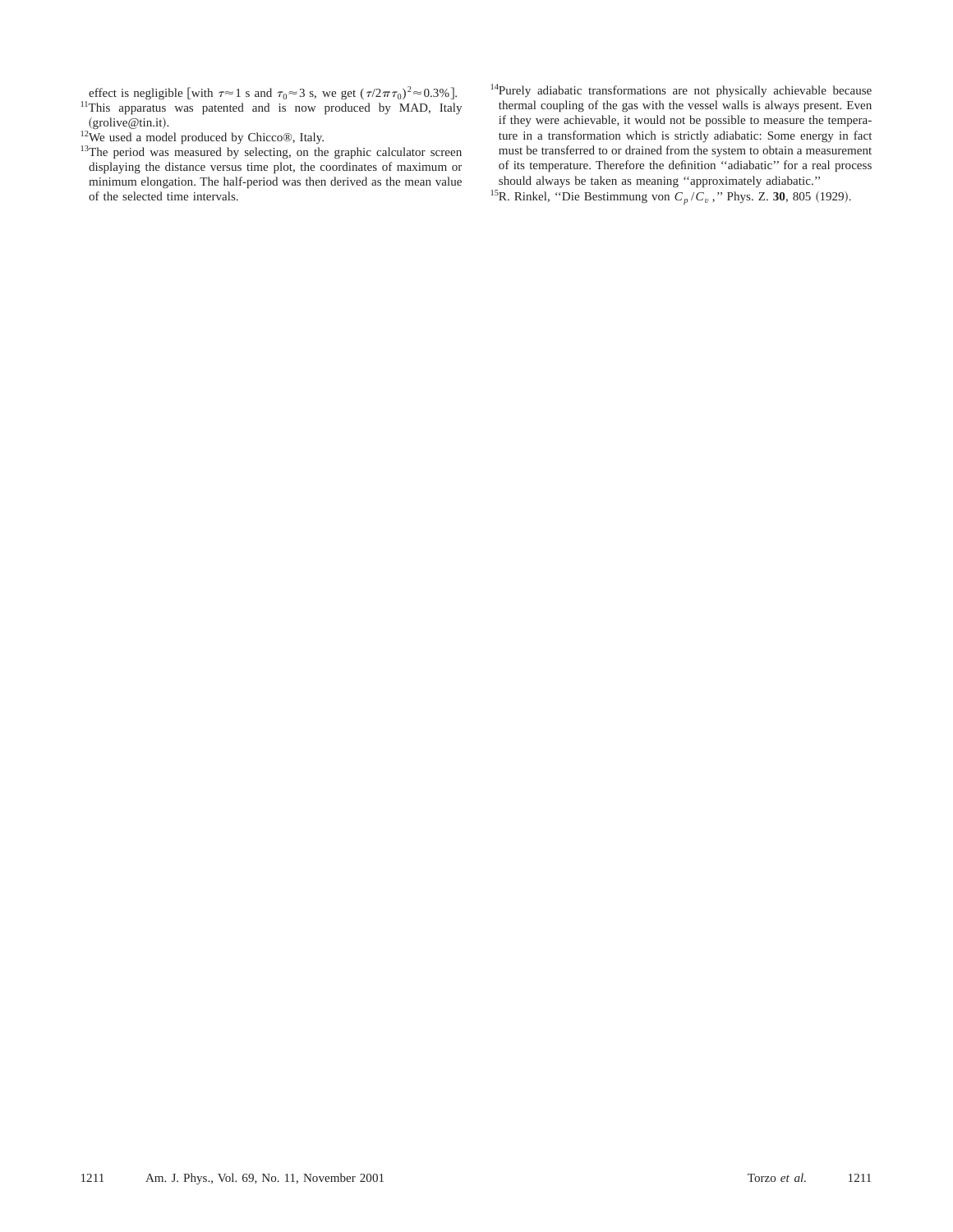effect is negligible [with $\tau \approx 1$ s and $\tau_0 \approx 3$ s, we get $(\tau/2\pi\tau_0)^2 \approx 0.3\%$].

[11]This apparatus was patented and is now produced by MAD, Italy (grolive@tin.it).

[12]We used a model produced by Chicco®, Italy.

[13]The period was measured by selecting, on the graphic calculator screen displaying the distance versus time plot, the coordinates of maximum or minimum elongation. The half-period was then derived as the mean value of the selected time intervals.

[14]Purely adiabatic transformations are not physically achievable because thermal coupling of the gas with the vessel walls is always present. Even if they were achievable, it would not be possible to measure the temperature in a transformation which is strictly adiabatic: Some energy in fact must be transferred to or drained from the system to obtain a measurement of its temperature. Therefore the definition ''adiabatic'' for a real process should always be taken as meaning ''approximately adiabatic.''

[15]R. Rinkel, ''Die Bestimmung von $C_p/C_v$,'' Phys. Z. **30**, 805 (1929).